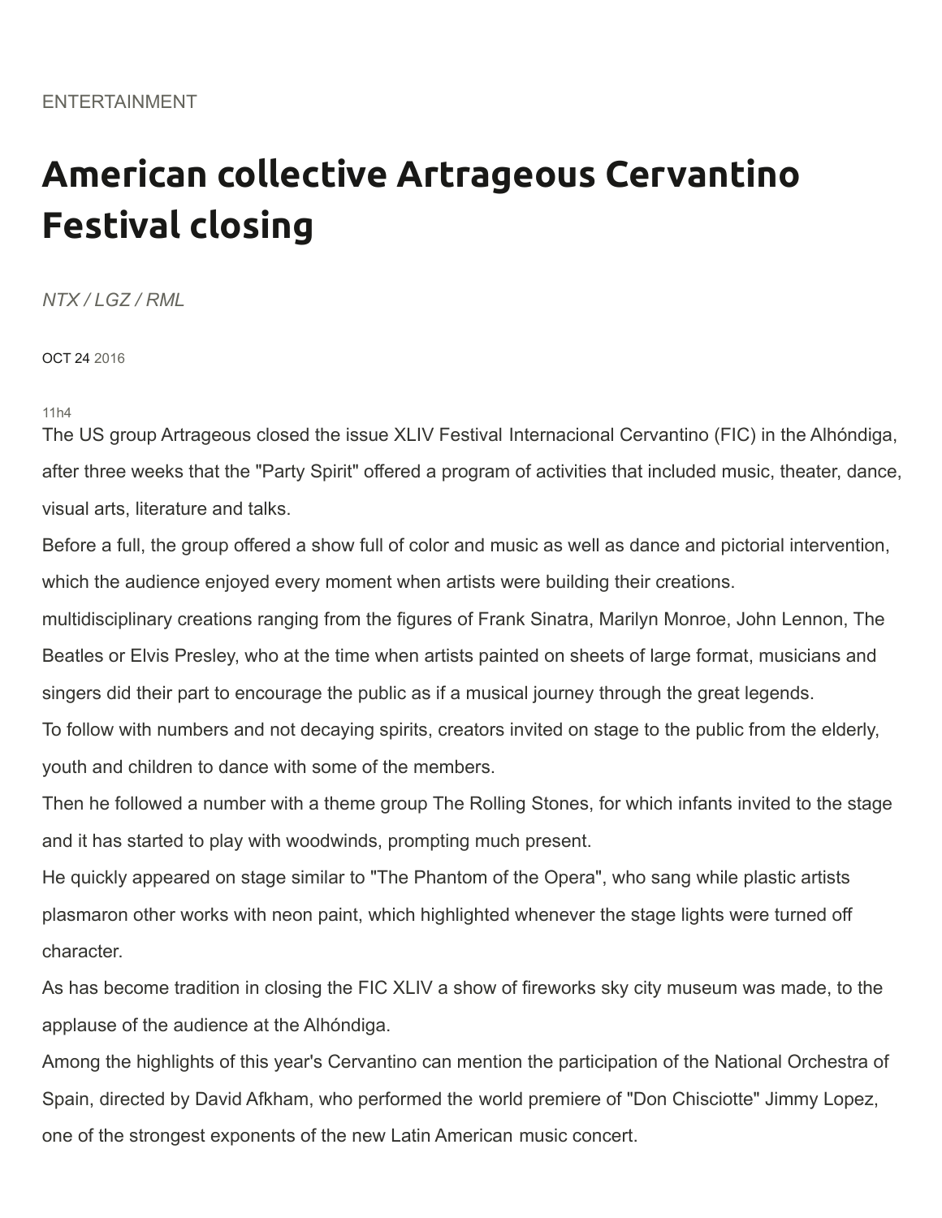ENTERTAINMENT

# American collective Artrageous Cervantino Festival closing

*NTX / LGZ / RML*

OCT 24 2016

11h4

The US group Artrageous closed the issue XLIV Festival Internacional Cervantino (FIC) in the Alhóndiga, after three weeks that the "Party Spirit" offered a program of activities that included music, theater, dance, visual arts, literature and talks.

Before a full, the group offered a show full of color and music as well as dance and pictorial intervention, which the audience enjoyed every moment when artists were building their creations.

multidisciplinary creations ranging from the figures of Frank Sinatra, Marilyn Monroe, John Lennon, The Beatles or Elvis Presley, who at the time when artists painted on sheets of large format, musicians and singers did their part to encourage the public as if a musical journey through the great legends.

To follow with numbers and not decaying spirits, creators invited on stage to the public from the elderly, youth and children to dance with some of the members.

Then he followed a number with a theme group The Rolling Stones, for which infants invited to the stage and it has started to play with woodwinds, prompting much present.

He quickly appeared on stage similar to "The Phantom of the Opera", who sang while plastic artists plasmaron other works with neon paint, which highlighted whenever the stage lights were turned off character.

As has become tradition in closing the FIC XLIV a show of fireworks sky city museum was made, to the applause of the audience at the Alhóndiga.

Among the highlights of this year's Cervantino can mention the participation of the National Orchestra of Spain, directed by David Afkham, who performed the world premiere of "Don Chisciotte" Jimmy Lopez, one of the strongest exponents of the new Latin American music concert.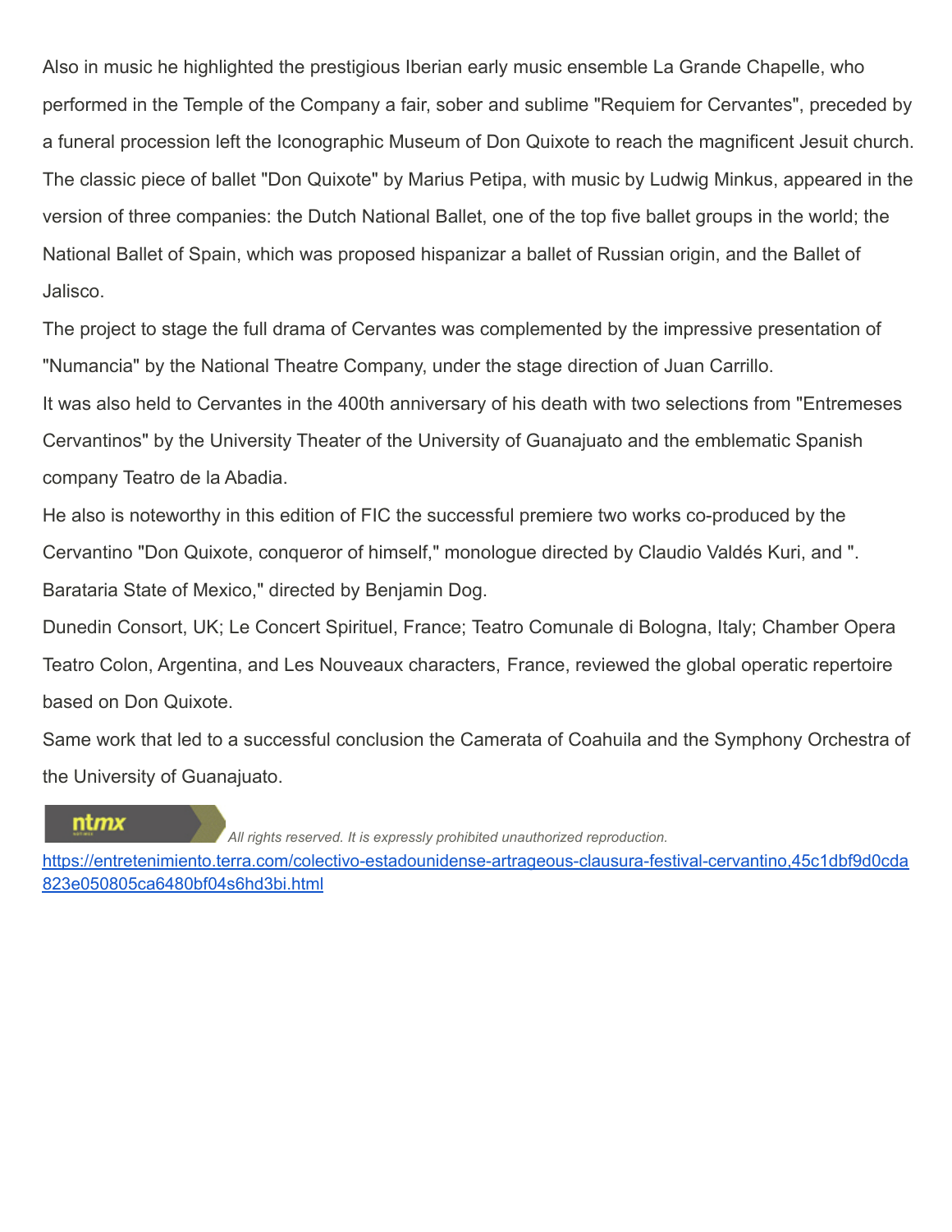Also in music he highlighted the prestigious Iberian early music ensemble La Grande Chapelle, who performed in the Temple of the Company a fair, sober and sublime "Requiem for Cervantes", preceded by a funeral procession left the Iconographic Museum of Don Quixote to reach the magnificent Jesuit church.

The classic piece of ballet "Don Quixote" by Marius Petipa, with music by Ludwig Minkus, appeared in the version of three companies: the Dutch National Ballet, one of the top five ballet groups in the world; the National Ballet of Spain, which was proposed hispanizar a ballet of Russian origin, and the Ballet of Jalisco.

The project to stage the full drama of Cervantes was complemented by the impressive presentation of "Numancia" by the National Theatre Company, under the stage direction of Juan Carrillo.

It was also held to Cervantes in the 400th anniversary of his death with two selections from "Entremeses Cervantinos" by the University Theater of the University of Guanajuato and the emblematic Spanish company Teatro de la Abadia.

He also is noteworthy in this edition of FIC the successful premiere two works co-produced by the Cervantino "Don Quixote, conqueror of himself," monologue directed by Claudio Valdés Kuri, and ". Barataria State of Mexico," directed by Benjamin Dog.

Dunedin Consort, UK; Le Concert Spirituel, France; Teatro Comunale di Bologna, Italy; Chamber Opera Teatro Colon, Argentina, and Les Nouveaux characters, France, reviewed the global operatic repertoire based on Don Quixote.

Same work that led to a successful conclusion the Camerata of Coahuila and the Symphony Orchestra of the University of Guanajuato.

ntmx *All rights reserved. It is expressly prohibited unauthorized reproduction.*

https://entretenimiento.terra.com/colectivo-estadounidense-artrageous-clausura-festival-cervantino,45c1dbf9d0cda823e050805ca6480bf04s6hd3bi.html